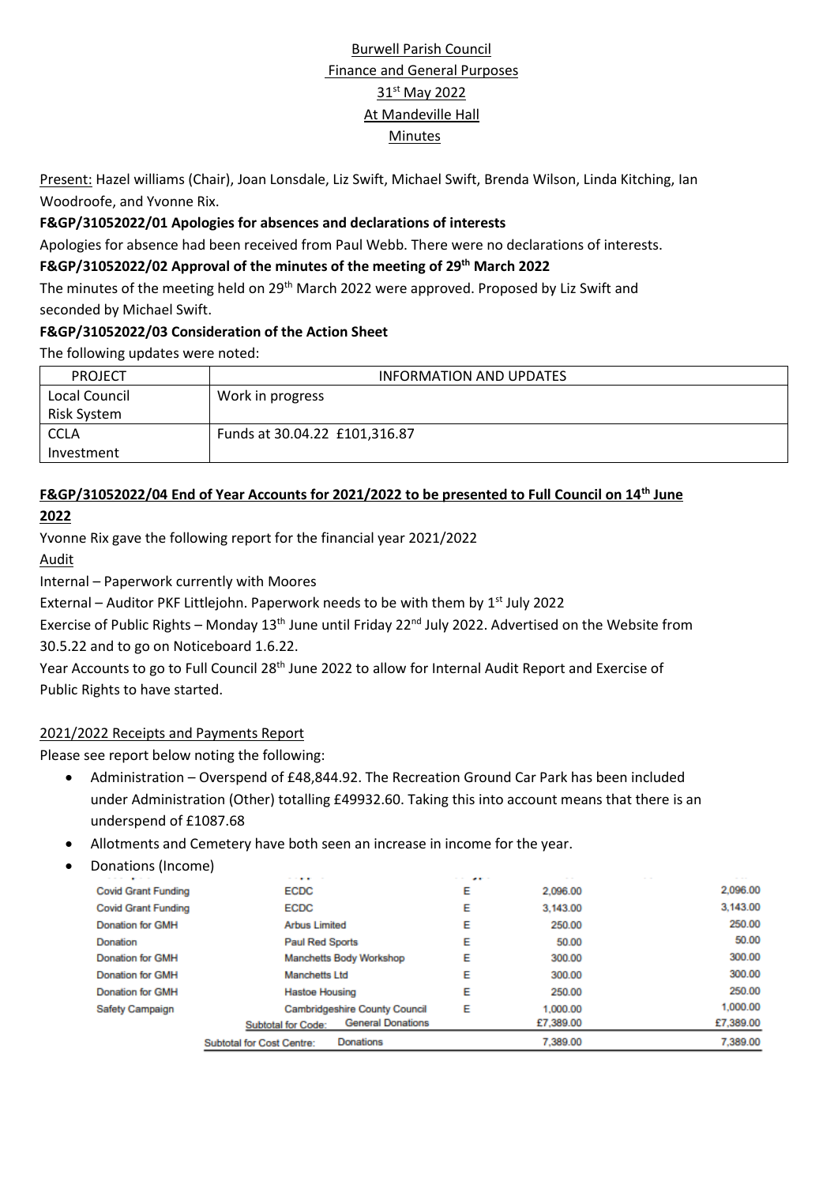Burwell Parish Council

Finance and General Purposes

31st May 2022

At Mandeville Hall

Minutes

Present: Hazel williams (Chair), Joan Lonsdale, Liz Swift, Michael Swift, Brenda Wilson, Linda Kitching, Ian Woodroofe, and Yvonne Rix.

**F&GP/31052022/01 Apologies for absences and declarations of interests**

Apologies for absence had been received from Paul Webb. There were no declarations of interests.

**F&GP/31052022/02 Approval of the minutes of the meeting of 29th March 2022**

The minutes of the meeting held on 29th March 2022 were approved. Proposed by Liz Swift and seconded by Michael Swift.

**F&GP/31052022/03 Consideration of the Action Sheet**

The following updates were noted:

| PROJECT | INFORMATION AND UPDATES |
|---|---|
| Local Council Risk System | Work in progress |
| CCLA Investment | Funds at 30.04.22 £101,316.87 |

**F&GP/31052022/04 End of Year Accounts for 2021/2022 to be presented to Full Council on 14th June 2022**

Yvonne Rix gave the following report for the financial year 2021/2022

Audit

Internal – Paperwork currently with Moores

External – Auditor PKF Littlejohn. Paperwork needs to be with them by 1st July 2022

Exercise of Public Rights – Monday 13th June until Friday 22nd July 2022. Advertised on the Website from 30.5.22 and to go on Noticeboard 1.6.22.

Year Accounts to go to Full Council 28th June 2022 to allow for Internal Audit Report and Exercise of Public Rights to have started.

2021/2022 Receipts and Payments Report

Please see report below noting the following:

- Administration – Overspend of £48,844.92. The Recreation Ground Car Park has been included under Administration (Other) totalling £49932.60. Taking this into account means that there is an underspend of £1087.68
- Allotments and Cemetery have both seen an increase in income for the year.
- Donations (Income)

| | | | | |
|---|---|---|---|---|
| Covid Grant Funding | ECDC | E | 2,096.00 | 2,096.00 |
| Covid Grant Funding | ECDC | E | 3,143.00 | 3,143.00 |
| Donation for GMH | Arbus Limited | E | 250.00 | 250.00 |
| Donation | Paul Red Sports | E | 50.00 | 50.00 |
| Donation for GMH | Manchetts Body Workshop | E | 300.00 | 300.00 |
| Donation for GMH | Manchetts Ltd | E | 300.00 | 300.00 |
| Donation for GMH | Hastoe Housing | E | 250.00 | 250.00 |
| Safety Campaign | Cambridgeshire County Council | E | 1,000.00 | 1,000.00 |
| | Subtotal for Code: General Donations | | £7,389.00 | £7,389.00 |
| | Subtotal for Cost Centre: Donations | | 7,389.00 | 7,389.00 |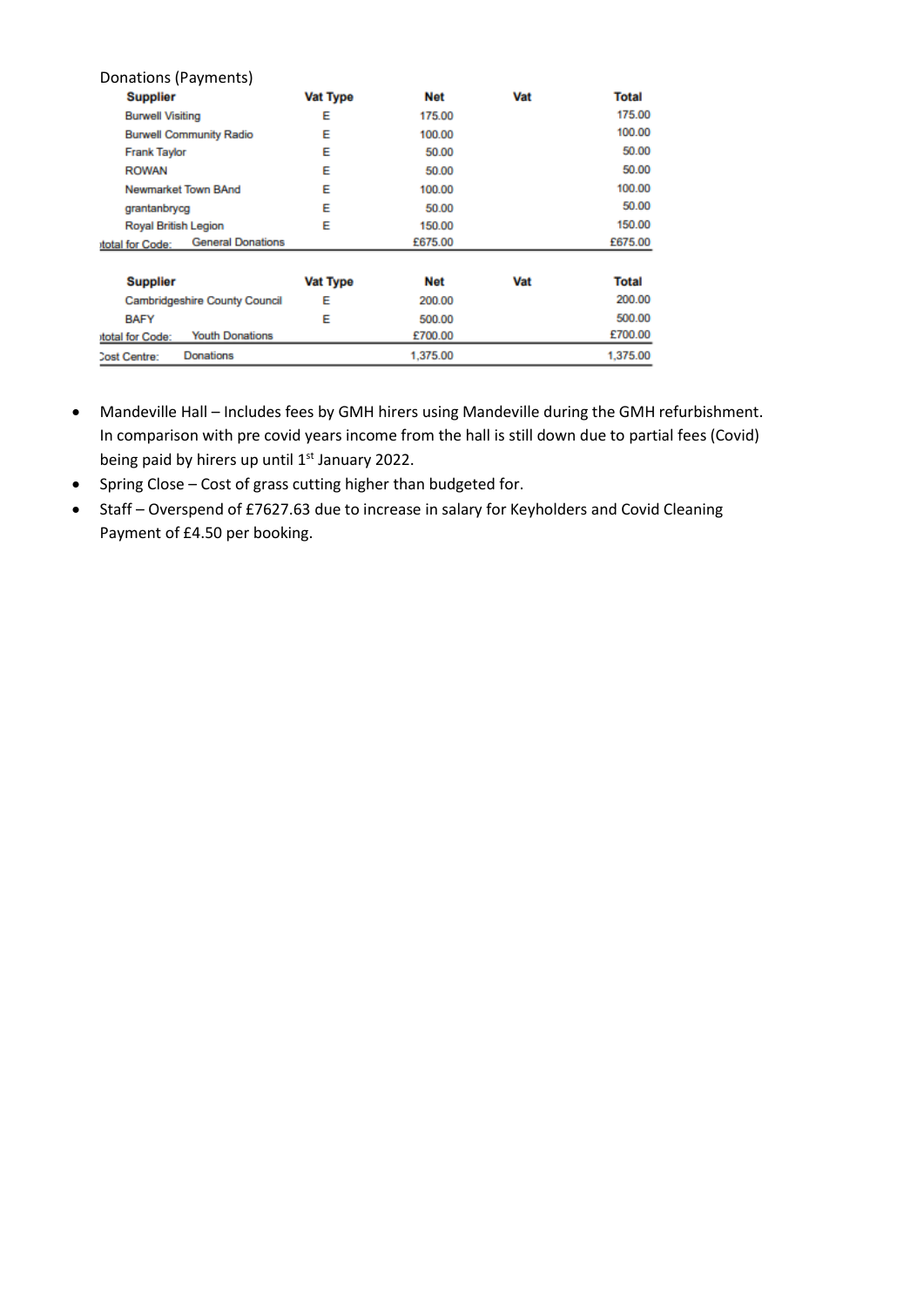Donations (Payments)

| Supplier | Vat Type | Net | Vat | Total |
|---|---|---|---|---|
| Burwell Visiting | E | 175.00 | | 175.00 |
| Burwell Community Radio | E | 100.00 | | 100.00 |
| Frank Taylor | E | 50.00 | | 50.00 |
| ROWAN | E | 50.00 | | 50.00 |
| Newmarket Town BAnd | E | 100.00 | | 100.00 |
| grantanbrycg | E | 50.00 | | 50.00 |
| Royal British Legion | E | 150.00 | | 150.00 |
| total for Code: General Donations | | £675.00 | | £675.00 |

| Supplier | Vat Type | Net | Vat | Total |
|---|---|---|---|---|
| Cambridgeshire County Council | E | 200.00 | | 200.00 |
| BAFY | E | 500.00 | | 500.00 |
| total for Code: Youth Donations | | £700.00 | | £700.00 |
| Cost Centre: Donations | | 1,375.00 | | 1,375.00 |

- Mandeville Hall – Includes fees by GMH hirers using Mandeville during the GMH refurbishment. In comparison with pre covid years income from the hall is still down due to partial fees (Covid) being paid by hirers up until 1st January 2022.
- Spring Close – Cost of grass cutting higher than budgeted for.
- Staff – Overspend of £7627.63 due to increase in salary for Keyholders and Covid Cleaning Payment of £4.50 per booking.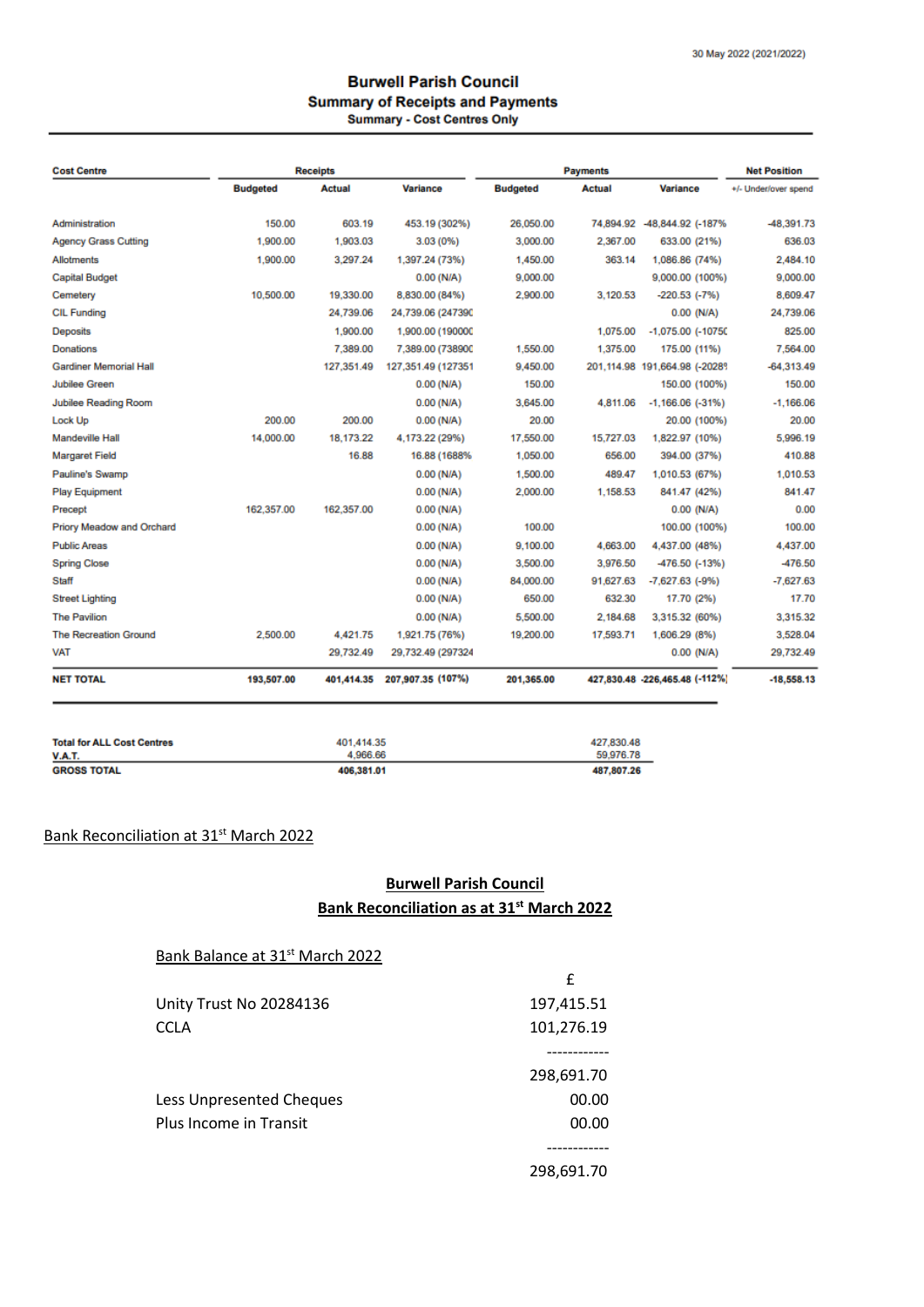30 May 2022 (2021/2022)

# Burwell Parish Council

## Summary of Receipts and Payments

### Summary - Cost Centres Only

| Cost Centre | Receipts | | | Payments | | | Net Position |
|---|---|---|---|---|---|---|---|
| | Budgeted | Actual | Variance | Budgeted | Actual | Variance | +/- Under/over spend |
| Administration | 150.00 | 603.19 | 453.19 (302%) | 26,050.00 | 74,894.92 | -48,844.92 (-187% | -48,391.73 |
| Agency Grass Cutting | 1,900.00 | 1,903.03 | 3.03 (0%) | 3,000.00 | 2,367.00 | 633.00 (21%) | 636.03 |
| Allotments | 1,900.00 | 3,297.24 | 1,397.24 (73%) | 1,450.00 | 363.14 | 1,086.86 (74%) | 2,484.10 |
| Capital Budget | | | 0.00 (N/A) | 9,000.00 | | 9,000.00 (100%) | 9,000.00 |
| Cemetery | 10,500.00 | 19,330.00 | 8,830.00 (84%) | 2,900.00 | 3,120.53 | -220.53 (-7%) | 8,609.47 |
| CIL Funding | | 24,739.06 | 24,739.06 (24739C | | | 0.00 (N/A) | 24,739.06 |
| Deposits | | 1,900.00 | 1,900.00 (19000C | | 1,075.00 | -1,075.00 (-1075C | 825.00 |
| Donations | | 7,389.00 | 7,389.00 (73890C | 1,550.00 | 1,375.00 | 175.00 (11%) | 7,564.00 |
| Gardiner Memorial Hall | | 127,351.49 | 127,351.49 (127351 | 9,450.00 | 201,114.98 | 191,664.98 (-2028 | -64,313.49 |
| Jubilee Green | | | 0.00 (N/A) | 150.00 | | 150.00 (100%) | 150.00 |
| Jubilee Reading Room | | | 0.00 (N/A) | 3,645.00 | 4,811.06 | -1,166.06 (-31%) | -1,166.06 |
| Lock Up | 200.00 | 200.00 | 0.00 (N/A) | 20.00 | | 20.00 (100%) | 20.00 |
| Mandeville Hall | 14,000.00 | 18,173.22 | 4,173.22 (29%) | 17,550.00 | 15,727.03 | 1,822.97 (10%) | 5,996.19 |
| Margaret Field | | 16.88 | 16.88 (1688% | 1,050.00 | 656.00 | 394.00 (37%) | 410.88 |
| Pauline's Swamp | | | 0.00 (N/A) | 1,500.00 | 489.47 | 1,010.53 (67%) | 1,010.53 |
| Play Equipment | | | 0.00 (N/A) | 2,000.00 | 1,158.53 | 841.47 (42%) | 841.47 |
| Precept | 162,357.00 | 162,357.00 | 0.00 (N/A) | | | 0.00 (N/A) | 0.00 |
| Priory Meadow and Orchard | | | 0.00 (N/A) | 100.00 | | 100.00 (100%) | 100.00 |
| Public Areas | | | 0.00 (N/A) | 9,100.00 | 4,663.00 | 4,437.00 (48%) | 4,437.00 |
| Spring Close | | | 0.00 (N/A) | 3,500.00 | 3,976.50 | -476.50 (-13%) | -476.50 |
| Staff | | | 0.00 (N/A) | 84,000.00 | 91,627.63 | -7,627.63 (-9%) | -7,627.63 |
| Street Lighting | | | 0.00 (N/A) | 650.00 | 632.30 | 17.70 (2%) | 17.70 |
| The Pavilion | | | 0.00 (N/A) | 5,500.00 | 2,184.68 | 3,315.32 (60%) | 3,315.32 |
| The Recreation Ground | 2,500.00 | 4,421.75 | 1,921.75 (76%) | 19,200.00 | 17,593.71 | 1,606.29 (8%) | 3,528.04 |
| VAT | | 29,732.49 | 29,732.49 (297324 | | | 0.00 (N/A) | 29,732.49 |
| **NET TOTAL** | **193,507.00** | **401,414.35** | **207,907.35 (107%)** | **201,365.00** | **427,830.48** | **-226,465.48 (-112%)** | **-18,558.13** |

| | Receipts | Payments |
|---|---|---|
| **Total for ALL Cost Centres** | 401,414.35 | 427,830.48 |
| **V.A.T.** | 4,966.66 | 59,976.78 |
| **GROSS TOTAL** | **406,381.01** | **487,807.26** |

Bank Reconciliation at 31st March 2022

**Burwell Parish Council**

**Bank Reconciliation as at 31st March 2022**

Bank Balance at 31st March 2022

| | £ |
|---|---|
| Unity Trust No 20284136 | 197,415.51 |
| CCLA | 101,276.19 |
| | ------------ |
| | 298,691.70 |
| Less Unpresented Cheques | 00.00 |
| Plus Income in Transit | 00.00 |
| | ----------- |
| | 298,691.70 |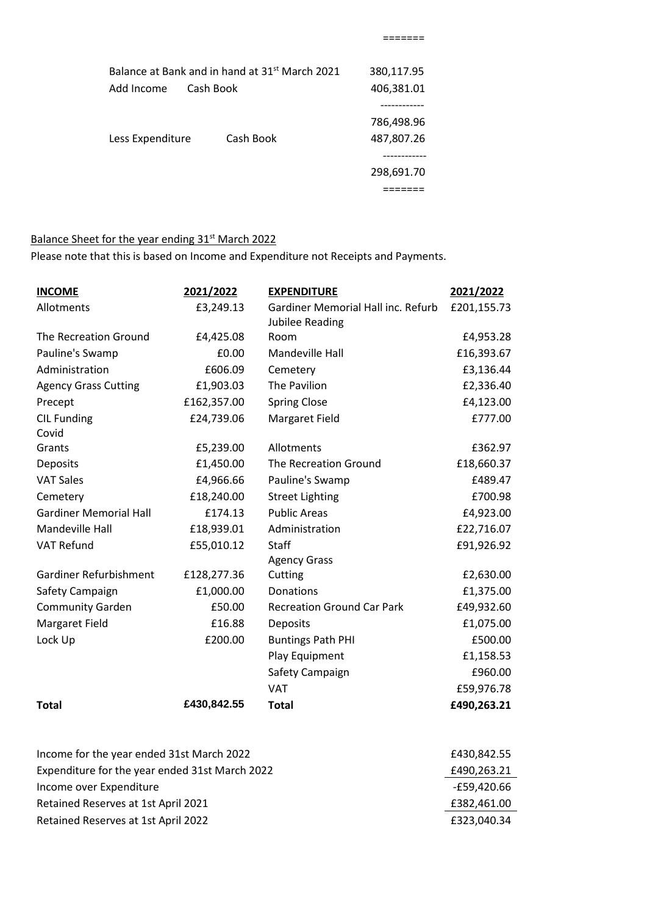=======

| | | |
|---|---|---|
| Balance at Bank and in hand at 31st March 2021 | | 380,117.95 |
| Add Income | Cash Book | 406,381.01 |
| | | ----------- |
| | | 786,498.96 |
| Less Expenditure | Cash Book | 487,807.26 |
| | | ----------- |
| | | 298,691.70 |
| | | ======= |

Balance Sheet for the year ending 31st March 2022

Please note that this is based on Income and Expenditure not Receipts and Payments.

| **INCOME** | **2021/2022** | **EXPENDITURE** | **2021/2022** |
|---|---|---|---|
| Allotments | £3,249.13 | Gardiner Memorial Hall inc. Refurb | £201,155.73 |
| The Recreation Ground | £4,425.08 | Jubilee Reading Room | £4,953.28 |
| Pauline's Swamp | £0.00 | Mandeville Hall | £16,393.67 |
| Administration | £606.09 | Cemetery | £3,136.44 |
| Agency Grass Cutting | £1,903.03 | The Pavilion | £2,336.40 |
| Precept | £162,357.00 | Spring Close | £4,123.00 |
| CIL Funding | £24,739.06 | Margaret Field | £777.00 |
| Covid Grants | £5,239.00 | Allotments | £362.97 |
| Deposits | £1,450.00 | The Recreation Ground | £18,660.37 |
| VAT Sales | £4,966.66 | Pauline's Swamp | £489.47 |
| Cemetery | £18,240.00 | Street Lighting | £700.98 |
| Gardiner Memorial Hall | £174.13 | Public Areas | £4,923.00 |
| Mandeville Hall | £18,939.01 | Administration | £22,716.07 |
| VAT Refund | £55,010.12 | Staff | £91,926.92 |
| Gardiner Refurbishment | £128,277.36 | Agency Grass Cutting | £2,630.00 |
| Safety Campaign | £1,000.00 | Donations | £1,375.00 |
| Community Garden | £50.00 | Recreation Ground Car Park | £49,932.60 |
| Margaret Field | £16.88 | Deposits | £1,075.00 |
| Lock Up | £200.00 | Buntings Path PHI | £500.00 |
| | | Play Equipment | £1,158.53 |
| | | Safety Campaign | £960.00 |
| | | VAT | £59,976.78 |
| **Total** | **£430,842.55** | **Total** | **£490,263.21** |

| | |
|---|---|
| Income for the year ended 31st March 2022 | £430,842.55 |
| Expenditure for the year ended 31st March 2022 | £490,263.21 |
| Income over Expenditure | -£59,420.66 |
| Retained Reserves at 1st April 2021 | £382,461.00 |
| Retained Reserves at 1st April 2022 | £323,040.34 |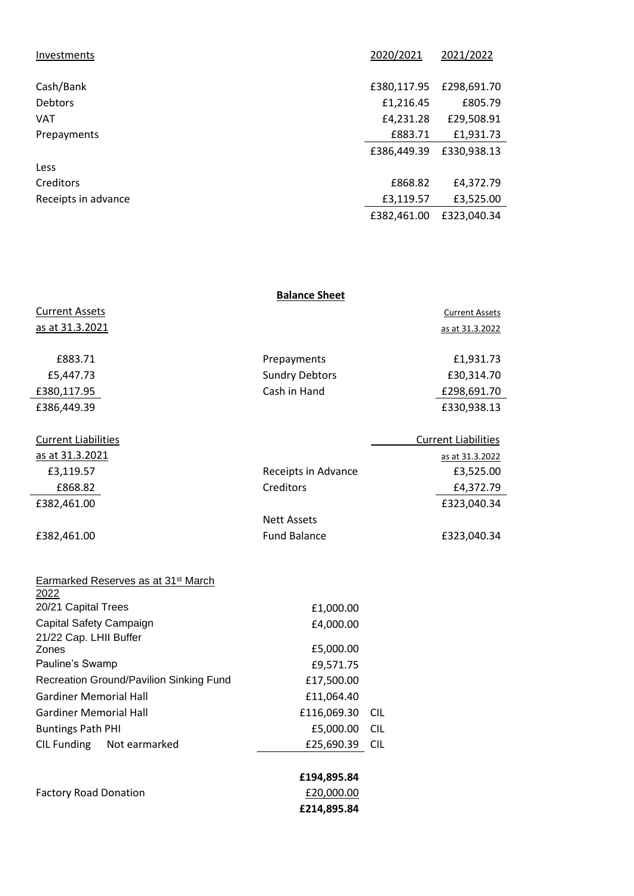| Investments | 2020/2021 | 2021/2022 |
|---|---|---|
| Cash/Bank | £380,117.95 | £298,691.70 |
| Debtors | £1,216.45 | £805.79 |
| VAT | £4,231.28 | £29,508.91 |
| Prepayments | £883.71 | £1,931.73 |
| | £386,449.39 | £330,938.13 |
| Less | | |
| Creditors | £868.82 | £4,372.79 |
| Receipts in advance | £3,119.57 | £3,525.00 |
| | £382,461.00 | £323,040.34 |

## Balance Sheet

| Current Assets as at 31.3.2021 | | Current Assets as at 31.3.2022 |
|---|---|---|
| £883.71 | Prepayments | £1,931.73 |
| £5,447.73 | Sundry Debtors | £30,314.70 |
| £380,117.95 | Cash in Hand | £298,691.70 |
| £386,449.39 | | £330,938.13 |
| **Current Liabilities as at 31.3.2021** | | **Current Liabilities as at 31.3.2022** |
| £3,119.57 | Receipts in Advance | £3,525.00 |
| £868.82 | Creditors | £4,372.79 |
| £382,461.00 | | £323,040.34 |
| | Nett Assets | |
| £382,461.00 | Fund Balance | £323,040.34 |

| Earmarked Reserves as at 31st March 2022 | | |
|---|---|---|
| 20/21 Capital Trees | £1,000.00 | |
| Capital Safety Campaign | £4,000.00 | |
| 21/22 Cap. LHII Buffer Zones | £5,000.00 | |
| Pauline's Swamp | £9,571.75 | |
| Recreation Ground/Pavilion Sinking Fund | £17,500.00 | |
| Gardiner Memorial Hall | £11,064.40 | |
| Gardiner Memorial Hall | £116,069.30 | CIL |
| Buntings Path PHI | £5,000.00 | CIL |
| CIL Funding Not earmarked | £25,690.39 | CIL |
| | **£194,895.84** | |
| Factory Road Donation | £20,000.00 | |
| | **£214,895.84** | |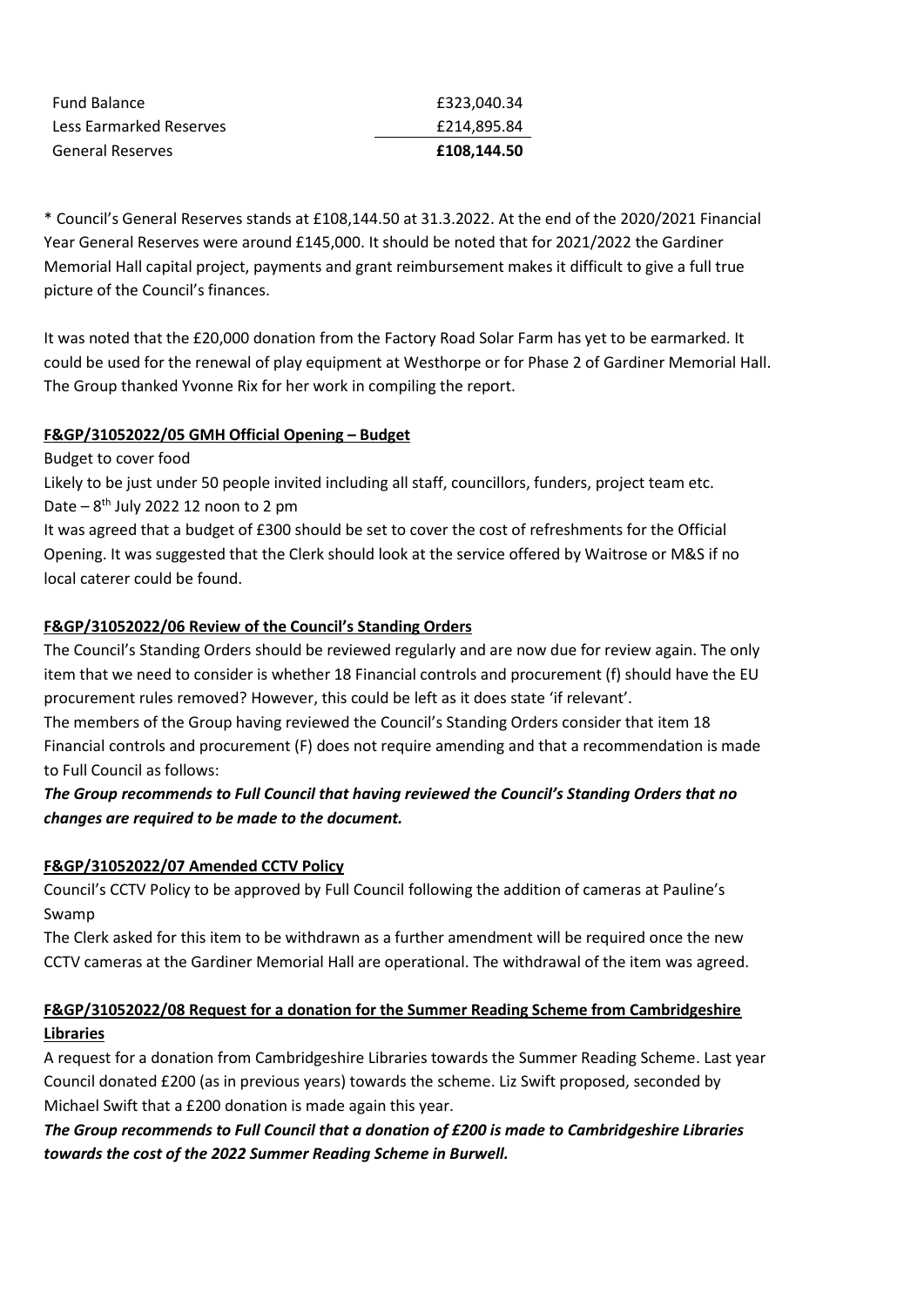| | |
|---|---|
| Fund Balance | £323,040.34 |
| Less Earmarked Reserves | £214,895.84 |
| General Reserves | **£108,144.50** |

* Council's General Reserves stands at £108,144.50 at 31.3.2022. At the end of the 2020/2021 Financial Year General Reserves were around £145,000. It should be noted that for 2021/2022 the Gardiner Memorial Hall capital project, payments and grant reimbursement makes it difficult to give a full true picture of the Council's finances.

It was noted that the £20,000 donation from the Factory Road Solar Farm has yet to be earmarked. It could be used for the renewal of play equipment at Westhorpe or for Phase 2 of Gardiner Memorial Hall. The Group thanked Yvonne Rix for her work in compiling the report.

**F&GP/31052022/05 GMH Official Opening – Budget**

Budget to cover food

Likely to be just under 50 people invited including all staff, councillors, funders, project team etc.

Date – 8th July 2022 12 noon to 2 pm

It was agreed that a budget of £300 should be set to cover the cost of refreshments for the Official Opening. It was suggested that the Clerk should look at the service offered by Waitrose or M&S if no local caterer could be found.

**F&GP/31052022/06 Review of the Council's Standing Orders**

The Council's Standing Orders should be reviewed regularly and are now due for review again. The only item that we need to consider is whether 18 Financial controls and procurement (f) should have the EU procurement rules removed? However, this could be left as it does state 'if relevant'.

The members of the Group having reviewed the Council's Standing Orders consider that item 18 Financial controls and procurement (F) does not require amending and that a recommendation is made to Full Council as follows:

***The Group recommends to Full Council that having reviewed the Council's Standing Orders that no changes are required to be made to the document.***

**F&GP/31052022/07 Amended CCTV Policy**

Council's CCTV Policy to be approved by Full Council following the addition of cameras at Pauline's Swamp

The Clerk asked for this item to be withdrawn as a further amendment will be required once the new CCTV cameras at the Gardiner Memorial Hall are operational. The withdrawal of the item was agreed.

**F&GP/31052022/08 Request for a donation for the Summer Reading Scheme from Cambridgeshire Libraries**

A request for a donation from Cambridgeshire Libraries towards the Summer Reading Scheme. Last year Council donated £200 (as in previous years) towards the scheme. Liz Swift proposed, seconded by Michael Swift that a £200 donation is made again this year.

***The Group recommends to Full Council that a donation of £200 is made to Cambridgeshire Libraries towards the cost of the 2022 Summer Reading Scheme in Burwell.***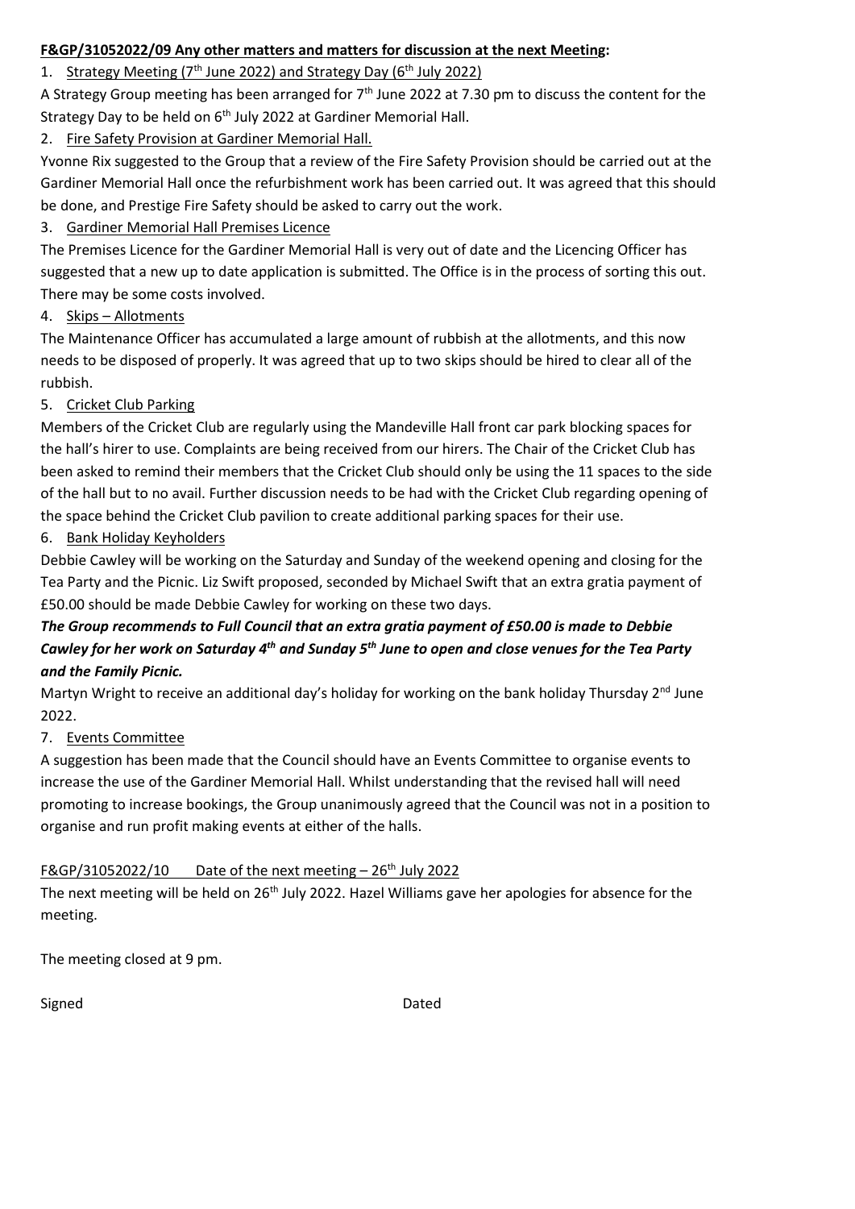**F&GP/31052022/09 Any other matters and matters for discussion at the next Meeting:**

1. Strategy Meeting (7th June 2022) and Strategy Day (6th July 2022)

A Strategy Group meeting has been arranged for 7th June 2022 at 7.30 pm to discuss the content for the Strategy Day to be held on 6th July 2022 at Gardiner Memorial Hall.

2. Fire Safety Provision at Gardiner Memorial Hall.

Yvonne Rix suggested to the Group that a review of the Fire Safety Provision should be carried out at the Gardiner Memorial Hall once the refurbishment work has been carried out. It was agreed that this should be done, and Prestige Fire Safety should be asked to carry out the work.

3. Gardiner Memorial Hall Premises Licence

The Premises Licence for the Gardiner Memorial Hall is very out of date and the Licencing Officer has suggested that a new up to date application is submitted. The Office is in the process of sorting this out. There may be some costs involved.

4. Skips – Allotments

The Maintenance Officer has accumulated a large amount of rubbish at the allotments, and this now needs to be disposed of properly. It was agreed that up to two skips should be hired to clear all of the rubbish.

5. Cricket Club Parking

Members of the Cricket Club are regularly using the Mandeville Hall front car park blocking spaces for the hall's hirer to use. Complaints are being received from our hirers. The Chair of the Cricket Club has been asked to remind their members that the Cricket Club should only be using the 11 spaces to the side of the hall but to no avail. Further discussion needs to be had with the Cricket Club regarding opening of the space behind the Cricket Club pavilion to create additional parking spaces for their use.

6. Bank Holiday Keyholders

Debbie Cawley will be working on the Saturday and Sunday of the weekend opening and closing for the Tea Party and the Picnic. Liz Swift proposed, seconded by Michael Swift that an extra gratia payment of £50.00 should be made Debbie Cawley for working on these two days.

***The Group recommends to Full Council that an extra gratia payment of £50.00 is made to Debbie Cawley for her work on Saturday 4th and Sunday 5th June to open and close venues for the Tea Party and the Family Picnic.***

Martyn Wright to receive an additional day's holiday for working on the bank holiday Thursday 2nd June 2022.

7. Events Committee

A suggestion has been made that the Council should have an Events Committee to organise events to increase the use of the Gardiner Memorial Hall. Whilst understanding that the revised hall will need promoting to increase bookings, the Group unanimously agreed that the Council was not in a position to organise and run profit making events at either of the halls.

F&GP/31052022/10 Date of the next meeting – 26th July 2022

The next meeting will be held on 26th July 2022. Hazel Williams gave her apologies for absence for the meeting.

The meeting closed at 9 pm.

Signed Dated